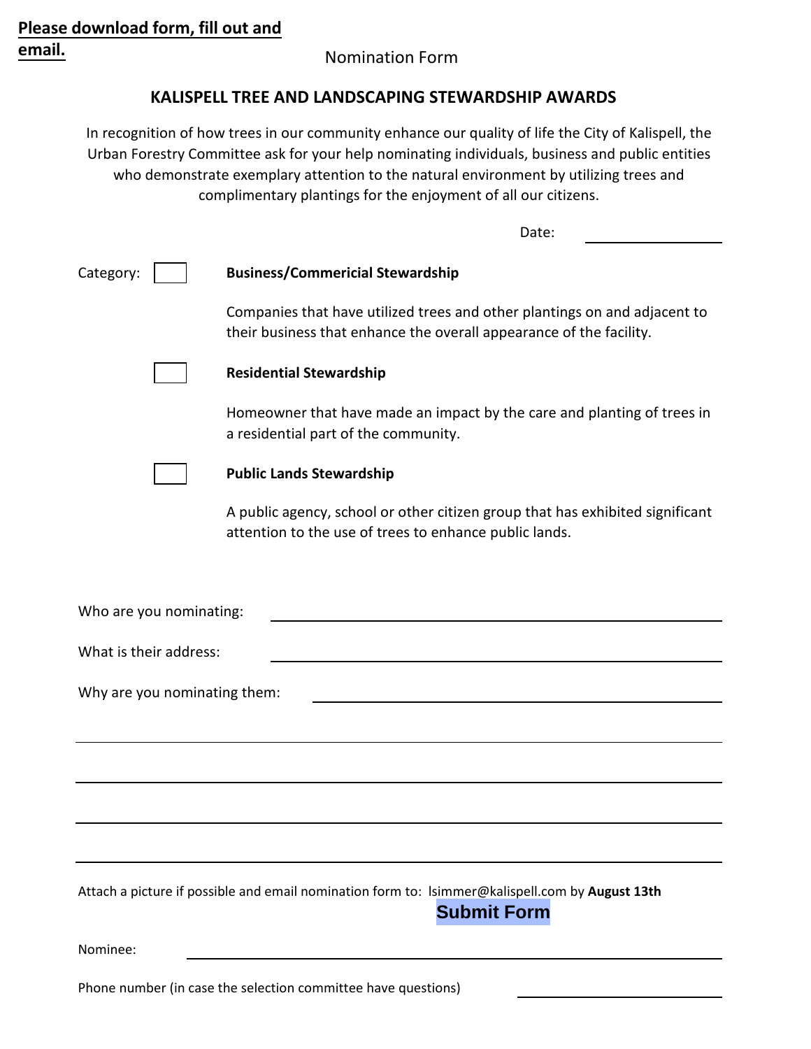**Please download form, fill out and email.**

Nomination Form

## KALISPELL TREE AND LANDSCAPING STEWARDSHIP AWARDS

In recognition of how trees in our community enhance our quality of life the City of Kalispell, the Urban Forestry Committee ask for your help nominating individuals, business and public entities who demonstrate exemplary attention to the natural environment by utilizing trees and complimentary plantings for the enjoyment of all our citizens.

Date: ____________________

Category:

☐ **Business/Commericial Stewardship**

Companies that have utilized trees and other plantings on and adjacent to their business that enhance the overall appearance of the facility.

☐ **Residential Stewardship**

Homeowner that have made an impact by the care and planting of trees in a residential part of the community.

☐ **Public Lands Stewardship**

A public agency, school or other citizen group that has exhibited significant attention to the use of trees to enhance public lands.

Who are you nominating: ____________________

What is their address: ____________________

Why are you nominating them: ____________________

____________________

____________________

____________________

____________________

Attach a picture if possible and email nomination form to: lsimmer@kalispell.com by **August 13th**

**Submit Form**

Nominee: ____________________

Phone number (in case the selection committee have questions) ____________________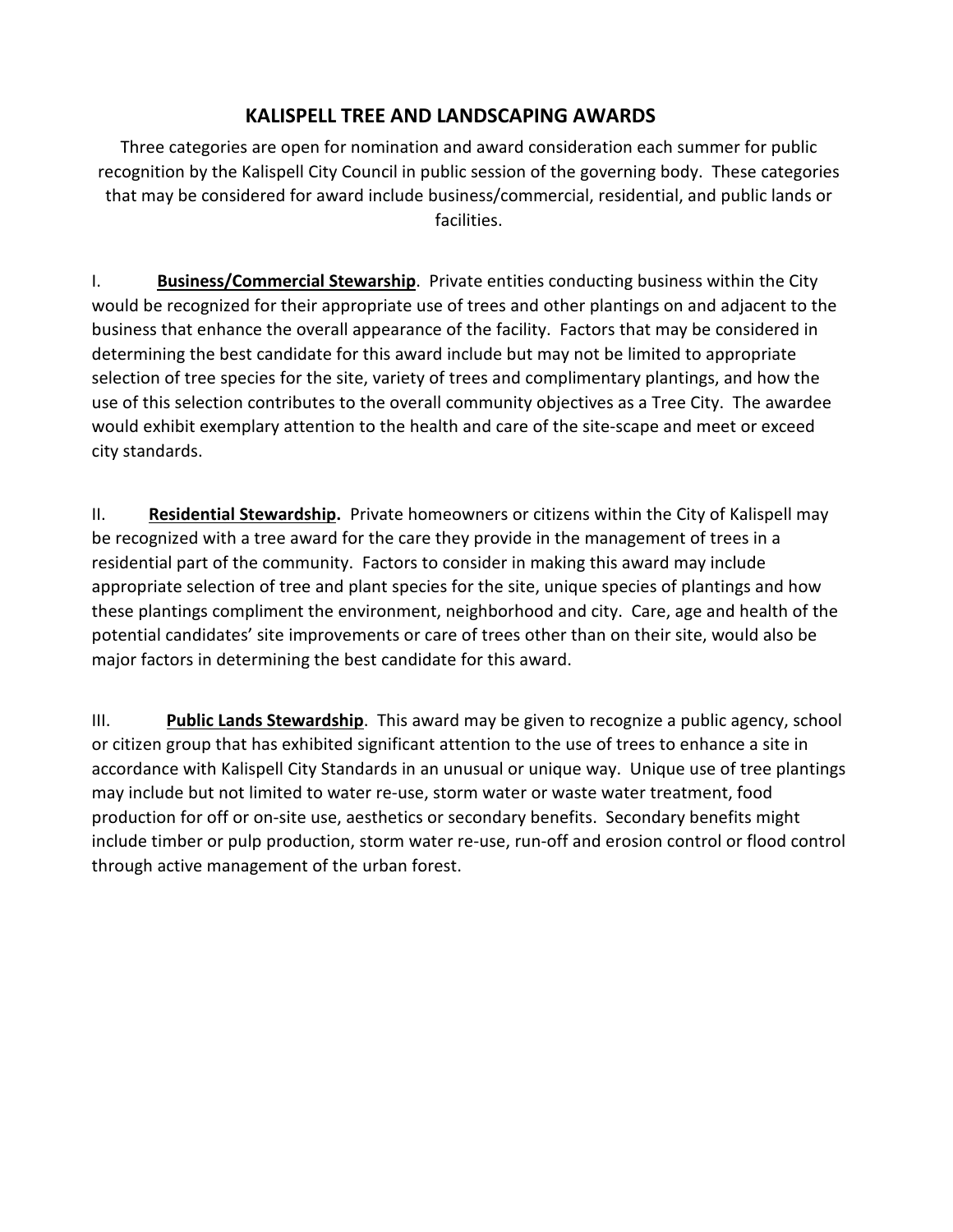# KALISPELL TREE AND LANDSCAPING AWARDS

Three categories are open for nomination and award consideration each summer for public recognition by the Kalispell City Council in public session of the governing body. These categories that may be considered for award include business/commercial, residential, and public lands or facilities.

I. **Business/Commercial Stewarship**. Private entities conducting business within the City would be recognized for their appropriate use of trees and other plantings on and adjacent to the business that enhance the overall appearance of the facility. Factors that may be considered in determining the best candidate for this award include but may not be limited to appropriate selection of tree species for the site, variety of trees and complimentary plantings, and how the use of this selection contributes to the overall community objectives as a Tree City. The awardee would exhibit exemplary attention to the health and care of the site-scape and meet or exceed city standards.

II. **Residential Stewardship.** Private homeowners or citizens within the City of Kalispell may be recognized with a tree award for the care they provide in the management of trees in a residential part of the community. Factors to consider in making this award may include appropriate selection of tree and plant species for the site, unique species of plantings and how these plantings compliment the environment, neighborhood and city. Care, age and health of the potential candidates' site improvements or care of trees other than on their site, would also be major factors in determining the best candidate for this award.

III. **Public Lands Stewardship**. This award may be given to recognize a public agency, school or citizen group that has exhibited significant attention to the use of trees to enhance a site in accordance with Kalispell City Standards in an unusual or unique way. Unique use of tree plantings may include but not limited to water re-use, storm water or waste water treatment, food production for off or on-site use, aesthetics or secondary benefits. Secondary benefits might include timber or pulp production, storm water re-use, run-off and erosion control or flood control through active management of the urban forest.